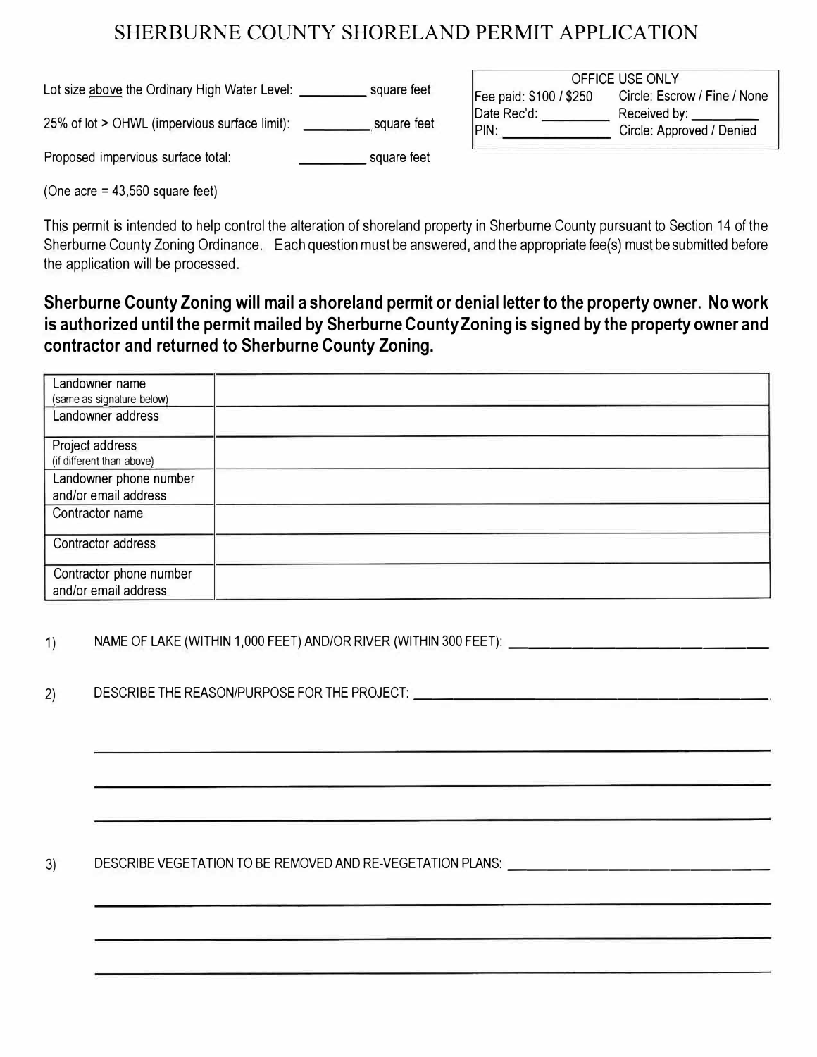# SHERBURNE COUNTY SHORELAND PERMIT APPLICATION

Lot size above the Ordinary High Water Level: _________ square feet

25% of lot > OHWL (impervious surface limit): _________ square feet

Proposed impervious surface total: _________ square feet

(One acre = 43,560 square feet)

| OFFICE USE ONLY | |
|---|---|
| Fee paid: $100 / $250 | Circle: Escrow / Fine / None |
| Date Rec'd: _________ | Received by: _________ |
| PIN: _____________ | Circle: Approved / Denied |

This permit is intended to help control the alteration of shoreland property in Sherburne County pursuant to Section 14 of the Sherburne County Zoning Ordinance. Each question must be answered, and the appropriate fee(s) must be submitted before the application will be processed.

**Sherburne County Zoning will mail a shoreland permit or denial letter to the property owner. No work is authorized until the permit mailed by Sherburne County Zoning is signed by the property owner and contractor and returned to Sherburne County Zoning.**

| | |
|---|---|
| Landowner name (same as signature below) | |
| Landowner address | |
| Project address (if different than above) | |
| Landowner phone number and/or email address | |
| Contractor name | |
| Contractor address | |
| Contractor phone number and/or email address | |

1) NAME OF LAKE (WITHIN 1,000 FEET) AND/OR RIVER (WITHIN 300 FEET): ______________________________

2) DESCRIBE THE REASON/PURPOSE FOR THE PROJECT: ______________________________

______________________________________________________________________

______________________________________________________________________

______________________________________________________________________

3) DESCRIBE VEGETATION TO BE REMOVED AND RE-VEGETATION PLANS: ______________________________

______________________________________________________________________

______________________________________________________________________

______________________________________________________________________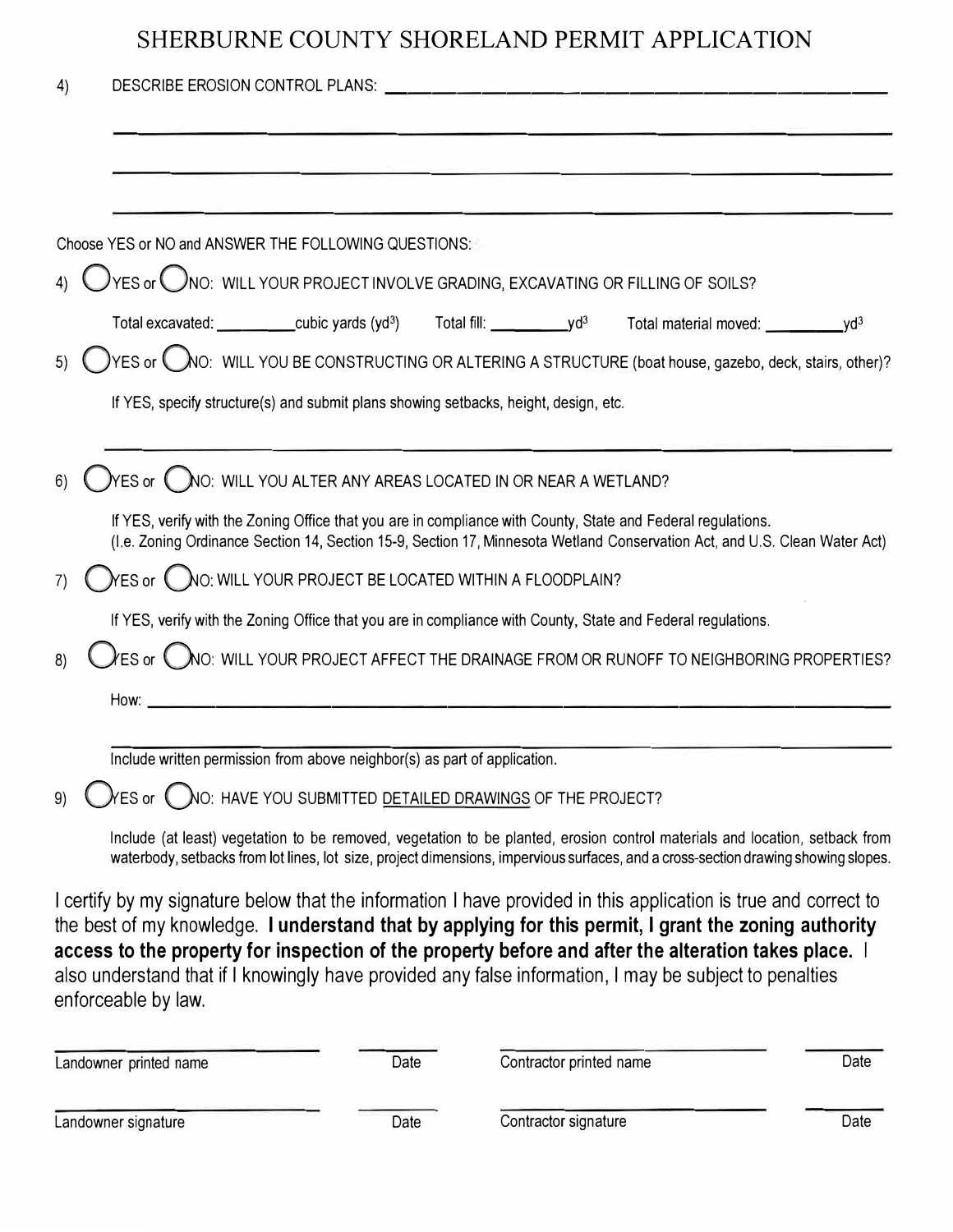# SHERBURNE COUNTY SHORELAND PERMIT APPLICATION

4) DESCRIBE EROSION CONTROL PLANS: ______________________________________________

______________________________________________

______________________________________________

______________________________________________

Choose YES or NO and ANSWER THE FOLLOWING QUESTIONS:

4) ◯ YES or ◯ NO: WILL YOUR PROJECT INVOLVE GRADING, EXCAVATING OR FILLING OF SOILS?

   Total excavated: ________ cubic yards ($yd^3$)   Total fill: ________ $yd^3$   Total material moved: ________ $yd^3$

5) ◯ YES or ◯ NO: WILL YOU BE CONSTRUCTING OR ALTERING A STRUCTURE (boat house, gazebo, deck, stairs, other)?

   If YES, specify structure(s) and submit plans showing setbacks, height, design, etc.

   ______________________________________________

6) ◯ YES or ◯ NO: WILL YOU ALTER ANY AREAS LOCATED IN OR NEAR A WETLAND?

   If YES, verify with the Zoning Office that you are in compliance with County, State and Federal regulations.
   (I.e. Zoning Ordinance Section 14, Section 15-9, Section 17, Minnesota Wetland Conservation Act, and U.S. Clean Water Act)

7) ◯ YES or ◯ NO: WILL YOUR PROJECT BE LOCATED WITHIN A FLOODPLAIN?

   If YES, verify with the Zoning Office that you are in compliance with County, State and Federal regulations.

8) ◯ YES or ◯ NO: WILL YOUR PROJECT AFFECT THE DRAINAGE FROM OR RUNOFF TO NEIGHBORING PROPERTIES?

   How: ______________________________________________

   ______________________________________________

   Include written permission from above neighbor(s) as part of application.

9) ◯ YES or ◯ NO: HAVE YOU SUBMITTED DETAILED DRAWINGS OF THE PROJECT?

   Include (at least) vegetation to be removed, vegetation to be planted, erosion control materials and location, setback from waterbody, setbacks from lot lines, lot size, project dimensions, impervious surfaces, and a cross-section drawing showing slopes.

I certify by my signature below that the information I have provided in this application is true and correct to the best of my knowledge. **I understand that by applying for this permit, I grant the zoning authority access to the property for inspection of the property before and after the alteration takes place.** I also understand that if I knowingly have provided any false information, I may be subject to penalties enforceable by law.

______________________ ________ ______________________ ________
Landowner printed name   Date   Contractor printed name   Date

______________________ ________ ______________________ ________
Landowner signature   Date   Contractor signature   Date